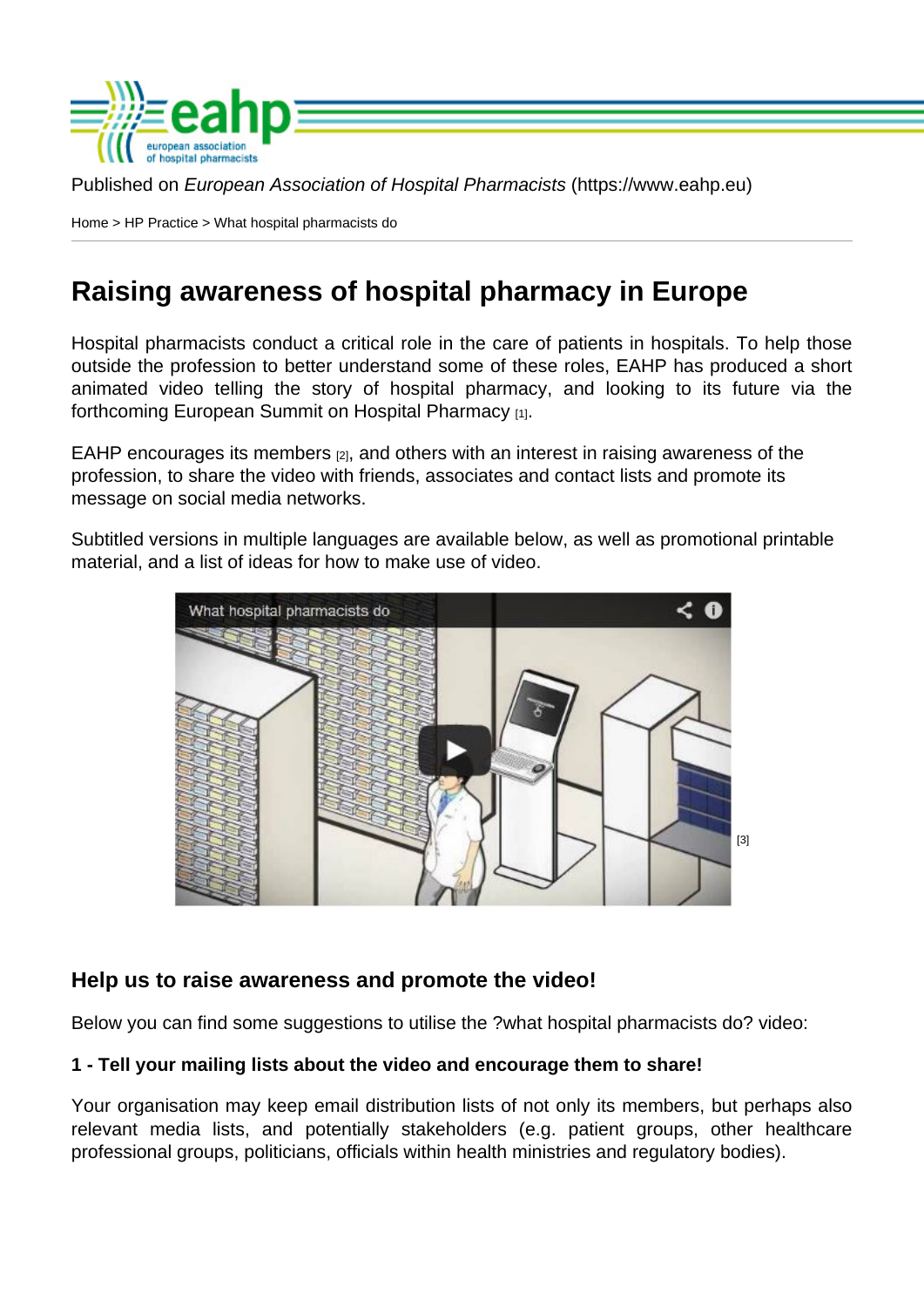Published on *European Association of Hospital Pharmacists* (https://www.eahp.eu)

Home > HP Practice > What hospital pharmacists do

# Raising awareness of hospital pharmacy in Europe

Hospital pharmacists conduct a critical role in the care of patients in hospitals. To help those outside the profession to better understand some of these roles, EAHP has produced a short animated video telling the story of hospital pharmacy, and looking to its future via the forthcoming European Summit on Hospital Pharmacy [1].

EAHP encourages its members [2], and others with an interest in raising awareness of the profession, to share the video with friends, associates and contact lists and promote its message on social media networks.

Subtitled versions in multiple languages are available below, as well as promotional printable material, and a list of ideas for how to make use of video.

[3]

## Help us to raise awareness and promote the video!

Below you can find some suggestions to utilise the ?what hospital pharmacists do? video:

**1 - Tell your mailing lists about the video and encourage them to share!**

Your organisation may keep email distribution lists of not only its members, but perhaps also relevant media lists, and potentially stakeholders (e.g. patient groups, other healthcare professional groups, politicians, officials within health ministries and regulatory bodies).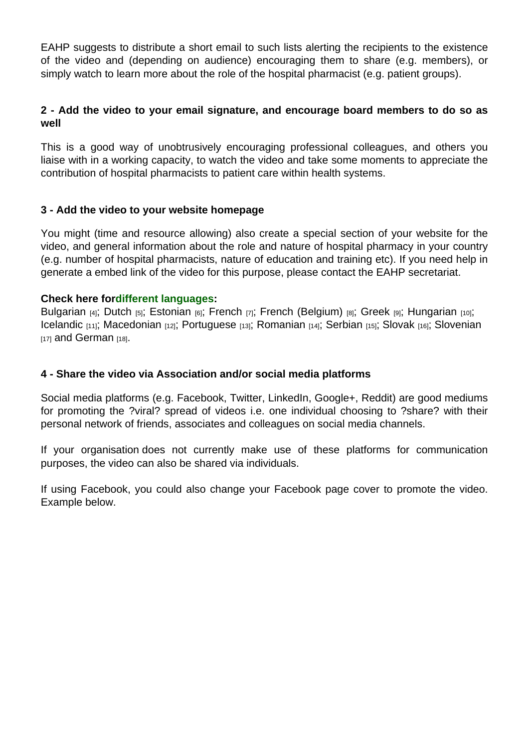EAHP suggests to distribute a short email to such lists alerting the recipients to the existence of the video and (depending on audience) encouraging them to share (e.g. members), or simply watch to learn more about the role of the hospital pharmacist (e.g. patient groups).

**2 - Add the video to your email signature, and encourage board members to do so as well**

This is a good way of unobtrusively encouraging professional colleagues, and others you liaise with in a working capacity, to watch the video and take some moments to appreciate the contribution of hospital pharmacists to patient care within health systems.

**3 - Add the video to your website homepage**

You might (time and resource allowing) also create a special section of your website for the video, and general information about the role and nature of hospital pharmacy in your country (e.g. number of hospital pharmacists, nature of education and training etc). If you need help in generate a embed link of the video for this purpose, please contact the EAHP secretariat.

**Check here fordifferent languages:**
Bulgarian [4]; Dutch [5]; Estonian [6]; French [7]; French (Belgium) [8]; Greek [9]; Hungarian [10]; Icelandic [11]; Macedonian [12]; Portuguese [13]; Romanian [14]; Serbian [15]; Slovak [16]; Slovenian [17] and German [18].

**4 - Share the video via Association and/or social media platforms**

Social media platforms (e.g. Facebook, Twitter, LinkedIn, Google+, Reddit) are good mediums for promoting the ?viral? spread of videos i.e. one individual choosing to ?share? with their personal network of friends, associates and colleagues on social media channels.

If your organisation does not currently make use of these platforms for communication purposes, the video can also be shared via individuals.

If using Facebook, you could also change your Facebook page cover to promote the video. Example below.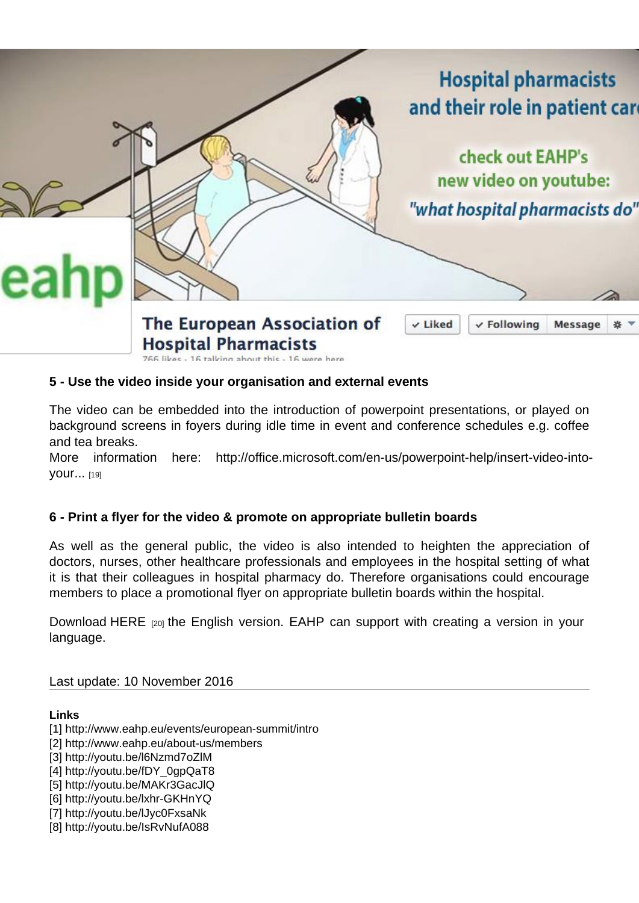### 5 - Use the video inside your organisation and external events

The video can be embedded into the introduction of powerpoint presentations, or played on background screens in foyers during idle time in event and conference schedules e.g. coffee and tea breaks.

More information here: http://office.microsoft.com/en-us/powerpoint-help/insert-video-into-your... [19]

### 6 - Print a flyer for the video & promote on appropriate bulletin boards

As well as the general public, the video is also intended to heighten the appreciation of doctors, nurses, other healthcare professionals and employees in the hospital setting of what it is that their colleagues in hospital pharmacy do. Therefore organisations could encourage members to place a promotional flyer on appropriate bulletin boards within the hospital.

Download HERE [20] the English version. EAHP can support with creating a version in your language.

Last update: 10 November 2016

**Links**

[1] http://www.eahp.eu/events/european-summit/intro
[2] http://www.eahp.eu/about-us/members
[3] http://youtu.be/l6Nzmd7oZlM
[4] http://youtu.be/fDY_0gpQaT8
[5] http://youtu.be/MAKr3GacJlQ
[6] http://youtu.be/lxhr-GKHnYQ
[7] http://youtu.be/lJyc0FxsaNk
[8] http://youtu.be/IsRvNufA088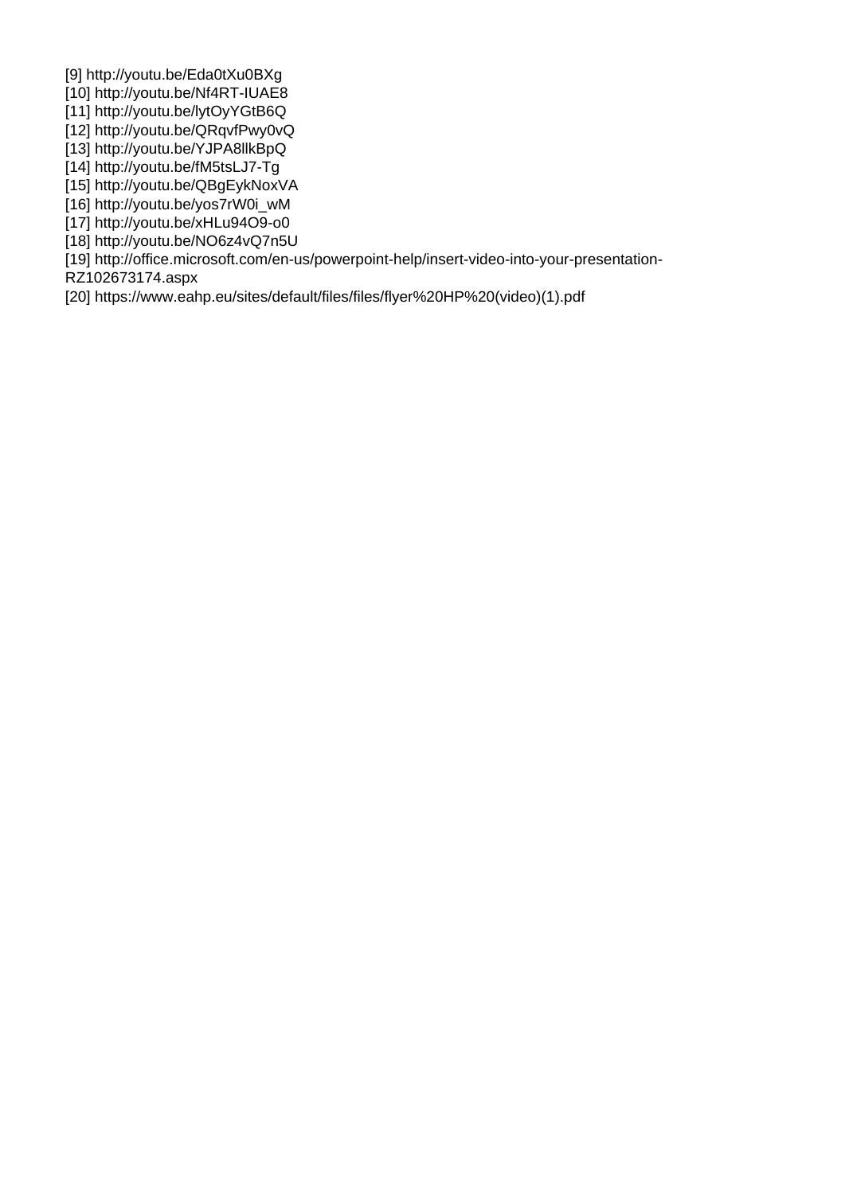[9] http://youtu.be/Eda0tXu0BXg
[10] http://youtu.be/Nf4RT-IUAE8
[11] http://youtu.be/lytOyYGtB6Q
[12] http://youtu.be/QRqvfPwy0vQ
[13] http://youtu.be/YJPA8llkBpQ
[14] http://youtu.be/fM5tsLJ7-Tg
[15] http://youtu.be/QBgEykNoxVA
[16] http://youtu.be/yos7rW0i_wM
[17] http://youtu.be/xHLu94O9-o0
[18] http://youtu.be/NO6z4vQ7n5U
[19] http://office.microsoft.com/en-us/powerpoint-help/insert-video-into-your-presentation-RZ102673174.aspx
[20] https://www.eahp.eu/sites/default/files/files/flyer%20HP%20(video)(1).pdf